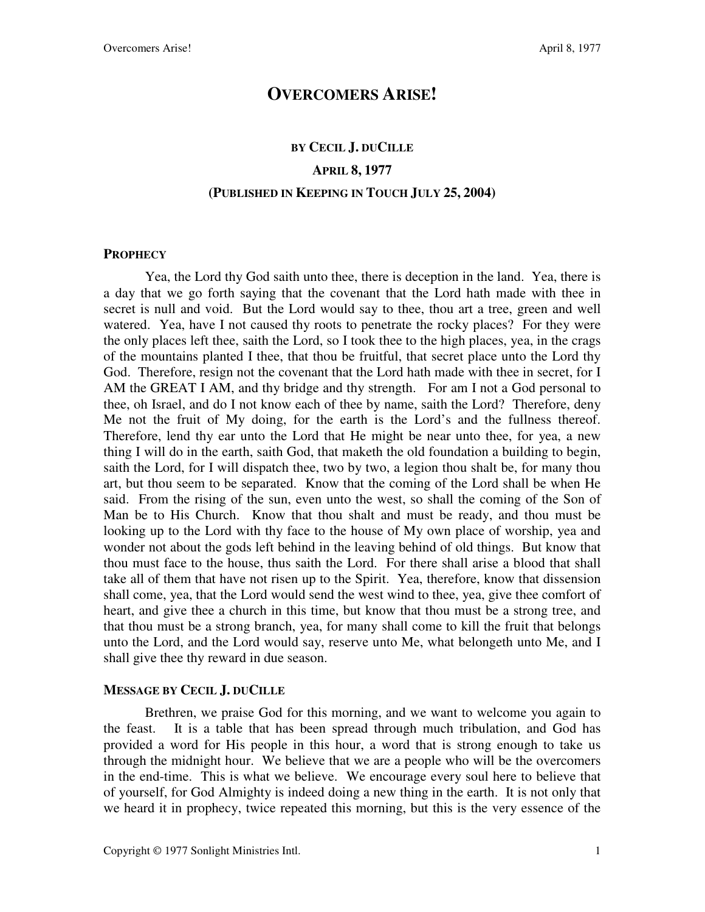# OVERCOMERS ARISE!

### BY CECIL J. DUCILLE

### APRIL 8, 1977

### (PUBLISHED IN KEEPING IN TOUCH JULY 25, 2004)

## PROPHECY

Yea, the Lord thy God saith unto thee, there is deception in the land. Yea, there is a day that we go forth saying that the covenant that the Lord hath made with thee in secret is null and void. But the Lord would say to thee, thou art a tree, green and well watered. Yea, have I not caused thy roots to penetrate the rocky places? For they were the only places left thee, saith the Lord, so I took thee to the high places, yea, in the crags of the mountains planted I thee, that thou be fruitful, that secret place unto the Lord thy God. Therefore, resign not the covenant that the Lord hath made with thee in secret, for I AM the GREAT I AM, and thy bridge and thy strength. For am I not a God personal to thee, oh Israel, and do I not know each of thee by name, saith the Lord? Therefore, deny Me not the fruit of My doing, for the earth is the Lord's and the fullness thereof. Therefore, lend thy ear unto the Lord that He might be near unto thee, for yea, a new thing I will do in the earth, saith God, that maketh the old foundation a building to begin, saith the Lord, for I will dispatch thee, two by two, a legion thou shalt be, for many thou art, but thou seem to be separated. Know that the coming of the Lord shall be when He said. From the rising of the sun, even unto the west, so shall the coming of the Son of Man be to His Church. Know that thou shalt and must be ready, and thou must be looking up to the Lord with thy face to the house of My own place of worship, yea and wonder not about the gods left behind in the leaving behind of old things. But know that thou must face to the house, thus saith the Lord. For there shall arise a blood that shall take all of them that have not risen up to the Spirit. Yea, therefore, know that dissension shall come, yea, that the Lord would send the west wind to thee, yea, give thee comfort of heart, and give thee a church in this time, but know that thou must be a strong tree, and that thou must be a strong branch, yea, for many shall come to kill the fruit that belongs unto the Lord, and the Lord would say, reserve unto Me, what belongeth unto Me, and I shall give thee thy reward in due season.

## MESSAGE BY CECIL J. DUCILLE

Brethren, we praise God for this morning, and we want to welcome you again to the feast. It is a table that has been spread through much tribulation, and God has provided a word for His people in this hour, a word that is strong enough to take us through the midnight hour. We believe that we are a people who will be the overcomers in the end-time. This is what we believe. We encourage every soul here to believe that of yourself, for God Almighty is indeed doing a new thing in the earth. It is not only that we heard it in prophecy, twice repeated this morning, but this is the very essence of the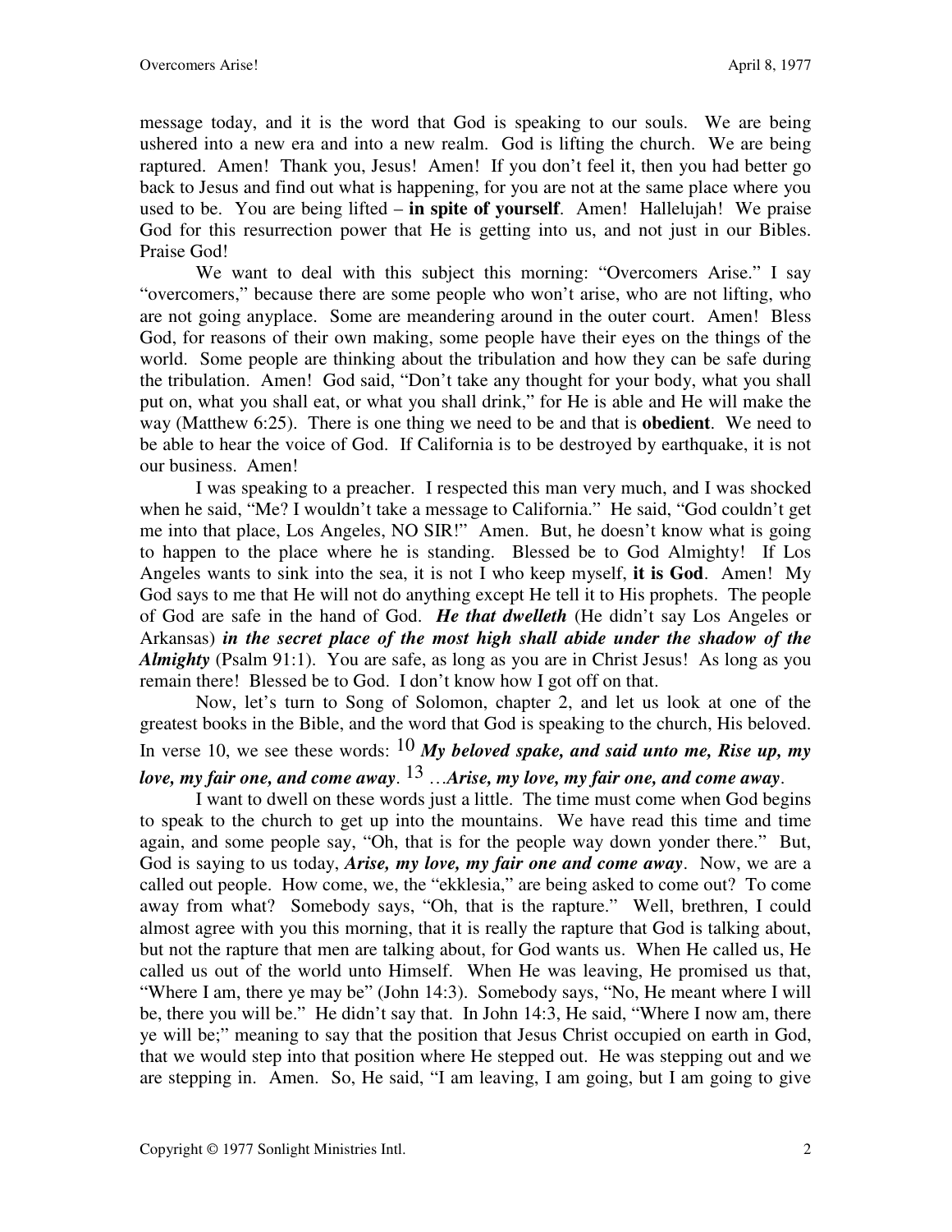message today, and it is the word that God is speaking to our souls. We are being ushered into a new era and into a new realm. God is lifting the church. We are being raptured. Amen! Thank you, Jesus! Amen! If you don't feel it, then you had better go back to Jesus and find out what is happening, for you are not at the same place where you used to be. You are being lifted – **in spite of yourself**. Amen! Hallelujah! We praise God for this resurrection power that He is getting into us, and not just in our Bibles. Praise God!

We want to deal with this subject this morning: "Overcomers Arise." I say "overcomers," because there are some people who won't arise, who are not lifting, who are not going anyplace. Some are meandering around in the outer court. Amen! Bless God, for reasons of their own making, some people have their eyes on the things of the world. Some people are thinking about the tribulation and how they can be safe during the tribulation. Amen! God said, "Don't take any thought for your body, what you shall put on, what you shall eat, or what you shall drink," for He is able and He will make the way (Matthew 6:25). There is one thing we need to be and that is **obedient**. We need to be able to hear the voice of God. If California is to be destroyed by earthquake, it is not our business. Amen!

I was speaking to a preacher. I respected this man very much, and I was shocked when he said, "Me? I wouldn't take a message to California." He said, "God couldn't get me into that place, Los Angeles, NO SIR!" Amen. But, he doesn't know what is going to happen to the place where he is standing. Blessed be to God Almighty! If Los Angeles wants to sink into the sea, it is not I who keep myself, **it is God**. Amen! My God says to me that He will not do anything except He tell it to His prophets. The people of God are safe in the hand of God. ***He that dwelleth*** (He didn't say Los Angeles or Arkansas) ***in the secret place of the most high shall abide under the shadow of the Almighty*** (Psalm 91:1). You are safe, as long as you are in Christ Jesus! As long as you remain there! Blessed be to God. I don't know how I got off on that.

Now, let's turn to Song of Solomon, chapter 2, and let us look at one of the greatest books in the Bible, and the word that God is speaking to the church, His beloved. In verse 10, we see these words: 10 ***My beloved spake, and said unto me, Rise up, my love, my fair one, and come away***. 13 …***Arise, my love, my fair one, and come away***.

I want to dwell on these words just a little. The time must come when God begins to speak to the church to get up into the mountains. We have read this time and time again, and some people say, "Oh, that is for the people way down yonder there." But, God is saying to us today, ***Arise, my love, my fair one and come away***. Now, we are a called out people. How come, we, the "ekklesia," are being asked to come out? To come away from what? Somebody says, "Oh, that is the rapture." Well, brethren, I could almost agree with you this morning, that it is really the rapture that God is talking about, but not the rapture that men are talking about, for God wants us. When He called us, He called us out of the world unto Himself. When He was leaving, He promised us that, "Where I am, there ye may be" (John 14:3). Somebody says, "No, He meant where I will be, there you will be." He didn't say that. In John 14:3, He said, "Where I now am, there ye will be;" meaning to say that the position that Jesus Christ occupied on earth in God, that we would step into that position where He stepped out. He was stepping out and we are stepping in. Amen. So, He said, "I am leaving, I am going, but I am going to give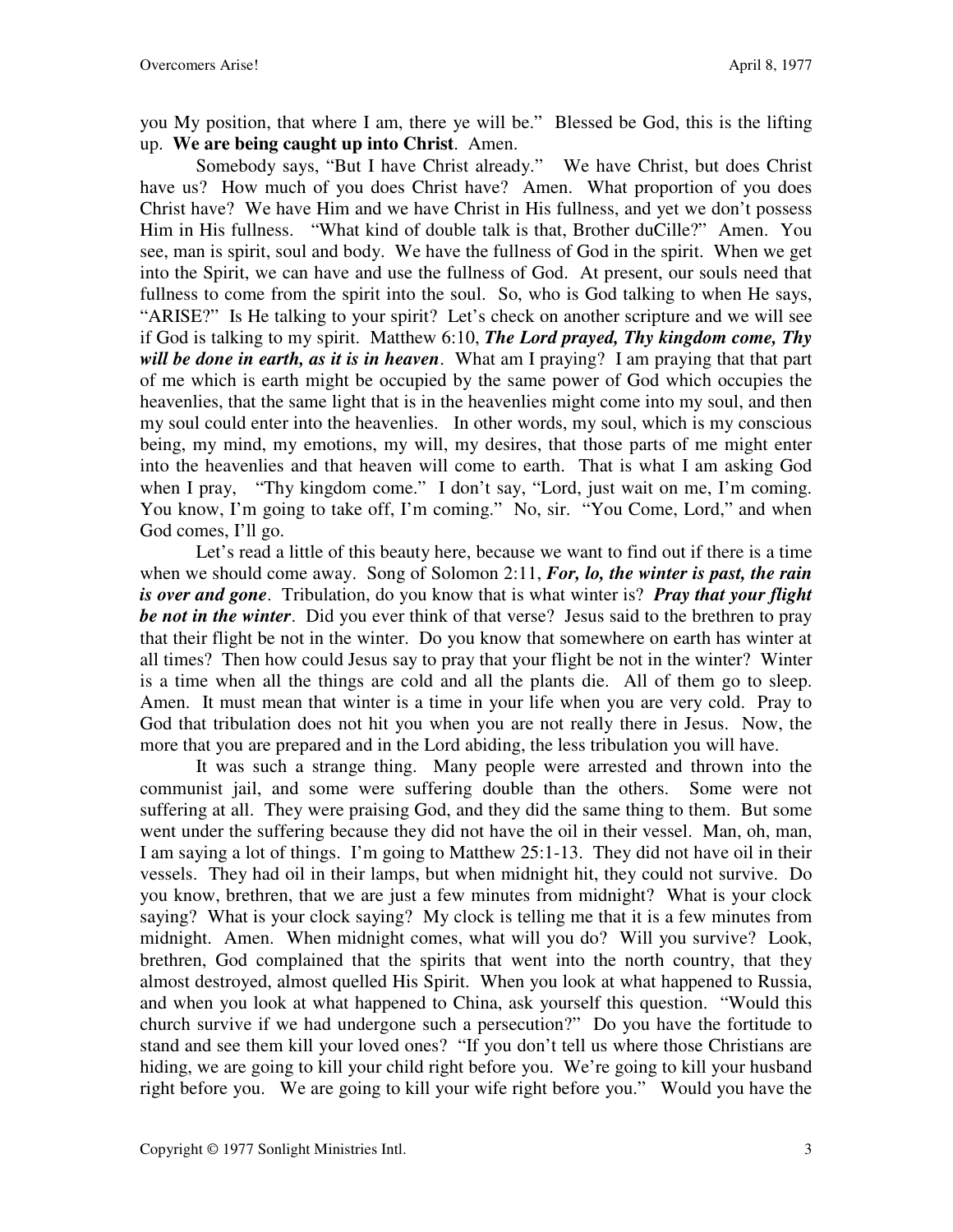you My position, that where I am, there ye will be." Blessed be God, this is the lifting up. **We are being caught up into Christ**. Amen.

Somebody says, "But I have Christ already." We have Christ, but does Christ have us? How much of you does Christ have? Amen. What proportion of you does Christ have? We have Him and we have Christ in His fullness, and yet we don't possess Him in His fullness. "What kind of double talk is that, Brother duCille?" Amen. You see, man is spirit, soul and body. We have the fullness of God in the spirit. When we get into the Spirit, we can have and use the fullness of God. At present, our souls need that fullness to come from the spirit into the soul. So, who is God talking to when He says, "ARISE?" Is He talking to your spirit? Let's check on another scripture and we will see if God is talking to my spirit. Matthew 6:10, ***The Lord prayed, Thy kingdom come, Thy will be done in earth, as it is in heaven***. What am I praying? I am praying that that part of me which is earth might be occupied by the same power of God which occupies the heavenlies, that the same light that is in the heavenlies might come into my soul, and then my soul could enter into the heavenlies. In other words, my soul, which is my conscious being, my mind, my emotions, my will, my desires, that those parts of me might enter into the heavenlies and that heaven will come to earth. That is what I am asking God when I pray, "Thy kingdom come." I don't say, "Lord, just wait on me, I'm coming. You know, I'm going to take off, I'm coming." No, sir. "You Come, Lord," and when God comes, I'll go.

Let's read a little of this beauty here, because we want to find out if there is a time when we should come away. Song of Solomon 2:11, ***For, lo, the winter is past, the rain is over and gone***. Tribulation, do you know that is what winter is? ***Pray that your flight be not in the winter***. Did you ever think of that verse? Jesus said to the brethren to pray that their flight be not in the winter. Do you know that somewhere on earth has winter at all times? Then how could Jesus say to pray that your flight be not in the winter? Winter is a time when all the things are cold and all the plants die. All of them go to sleep. Amen. It must mean that winter is a time in your life when you are very cold. Pray to God that tribulation does not hit you when you are not really there in Jesus. Now, the more that you are prepared and in the Lord abiding, the less tribulation you will have.

It was such a strange thing. Many people were arrested and thrown into the communist jail, and some were suffering double than the others. Some were not suffering at all. They were praising God, and they did the same thing to them. But some went under the suffering because they did not have the oil in their vessel. Man, oh, man, I am saying a lot of things. I'm going to Matthew 25:1-13. They did not have oil in their vessels. They had oil in their lamps, but when midnight hit, they could not survive. Do you know, brethren, that we are just a few minutes from midnight? What is your clock saying? What is your clock saying? My clock is telling me that it is a few minutes from midnight. Amen. When midnight comes, what will you do? Will you survive? Look, brethren, God complained that the spirits that went into the north country, that they almost destroyed, almost quelled His Spirit. When you look at what happened to Russia, and when you look at what happened to China, ask yourself this question. "Would this church survive if we had undergone such a persecution?" Do you have the fortitude to stand and see them kill your loved ones? "If you don't tell us where those Christians are hiding, we are going to kill your child right before you. We're going to kill your husband right before you. We are going to kill your wife right before you." Would you have the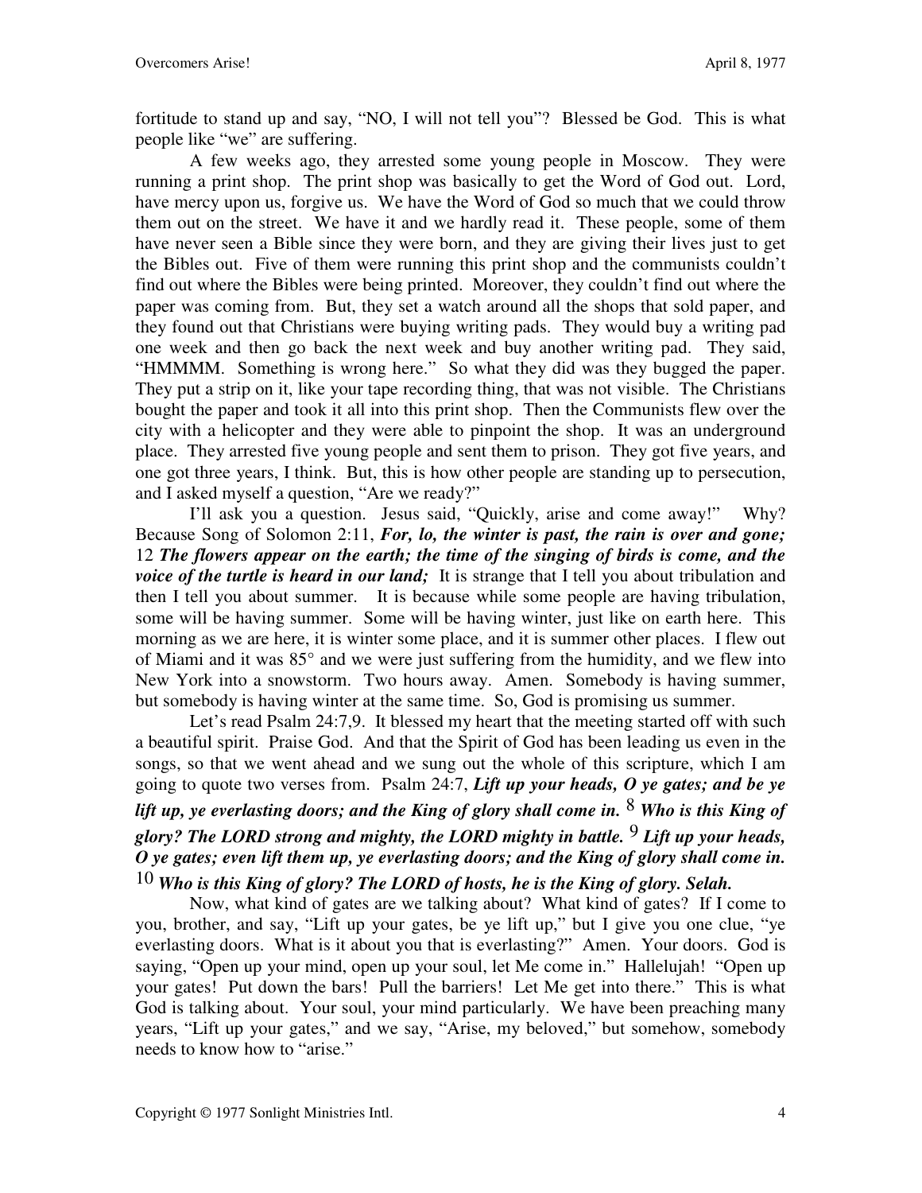fortitude to stand up and say, "NO, I will not tell you"? Blessed be God. This is what people like "we" are suffering.

A few weeks ago, they arrested some young people in Moscow. They were running a print shop. The print shop was basically to get the Word of God out. Lord, have mercy upon us, forgive us. We have the Word of God so much that we could throw them out on the street. We have it and we hardly read it. These people, some of them have never seen a Bible since they were born, and they are giving their lives just to get the Bibles out. Five of them were running this print shop and the communists couldn't find out where the Bibles were being printed. Moreover, they couldn't find out where the paper was coming from. But, they set a watch around all the shops that sold paper, and they found out that Christians were buying writing pads. They would buy a writing pad one week and then go back the next week and buy another writing pad. They said, "HMMMM. Something is wrong here." So what they did was they bugged the paper. They put a strip on it, like your tape recording thing, that was not visible. The Christians bought the paper and took it all into this print shop. Then the Communists flew over the city with a helicopter and they were able to pinpoint the shop. It was an underground place. They arrested five young people and sent them to prison. They got five years, and one got three years, I think. But, this is how other people are standing up to persecution, and I asked myself a question, "Are we ready?"

I'll ask you a question. Jesus said, "Quickly, arise and come away!" Why? Because Song of Solomon 2:11, ***For, lo, the winter is past, the rain is over and gone;*** 12 ***The flowers appear on the earth; the time of the singing of birds is come, and the voice of the turtle is heard in our land;*** It is strange that I tell you about tribulation and then I tell you about summer. It is because while some people are having tribulation, some will be having summer. Some will be having winter, just like on earth here. This morning as we are here, it is winter some place, and it is summer other places. I flew out of Miami and it was 85° and we were just suffering from the humidity, and we flew into New York into a snowstorm. Two hours away. Amen. Somebody is having summer, but somebody is having winter at the same time. So, God is promising us summer.

Let's read Psalm 24:7,9. It blessed my heart that the meeting started off with such a beautiful spirit. Praise God. And that the Spirit of God has been leading us even in the songs, so that we went ahead and we sung out the whole of this scripture, which I am going to quote two verses from. Psalm 24:7, ***Lift up your heads, O ye gates; and be ye lift up, ye everlasting doors; and the King of glory shall come in.*** 8 ***Who is this King of glory? The LORD strong and mighty, the LORD mighty in battle.*** 9 ***Lift up your heads, O ye gates; even lift them up, ye everlasting doors; and the King of glory shall come in.*** 10 ***Who is this King of glory? The LORD of hosts, he is the King of glory. Selah.***

Now, what kind of gates are we talking about? What kind of gates? If I come to you, brother, and say, "Lift up your gates, be ye lift up," but I give you one clue, "ye everlasting doors. What is it about you that is everlasting?" Amen. Your doors. God is saying, "Open up your mind, open up your soul, let Me come in." Hallelujah! "Open up your gates! Put down the bars! Pull the barriers! Let Me get into there." This is what God is talking about. Your soul, your mind particularly. We have been preaching many years, "Lift up your gates," and we say, "Arise, my beloved," but somehow, somebody needs to know how to "arise."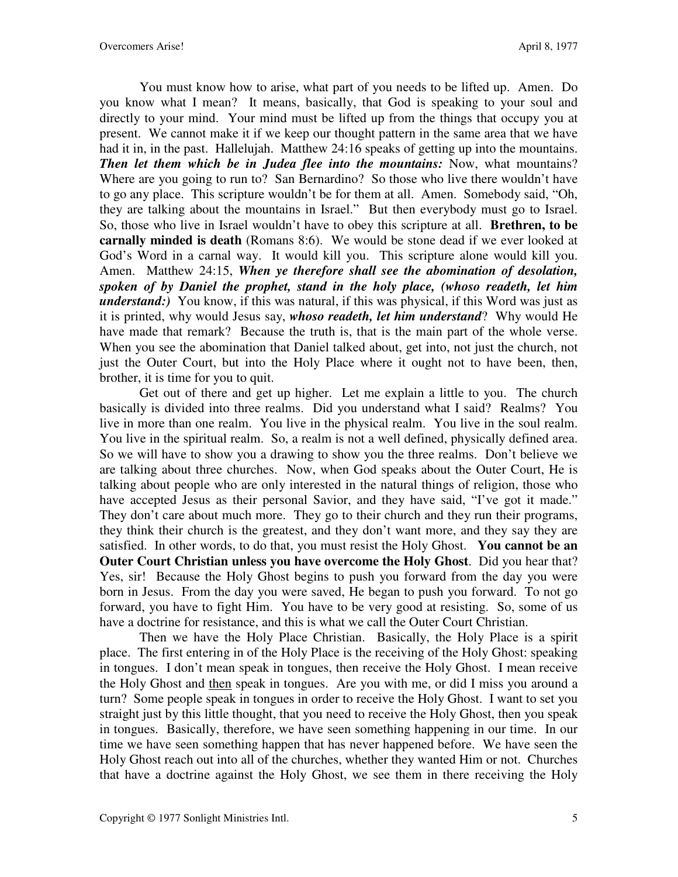You must know how to arise, what part of you needs to be lifted up. Amen. Do you know what I mean? It means, basically, that God is speaking to your soul and directly to your mind. Your mind must be lifted up from the things that occupy you at present. We cannot make it if we keep our thought pattern in the same area that we have had it in, in the past. Hallelujah. Matthew 24:16 speaks of getting up into the mountains. ***Then let them which be in Judea flee into the mountains:*** Now, what mountains? Where are you going to run to? San Bernardino? So those who live there wouldn't have to go any place. This scripture wouldn't be for them at all. Amen. Somebody said, "Oh, they are talking about the mountains in Israel." But then everybody must go to Israel. So, those who live in Israel wouldn't have to obey this scripture at all. **Brethren, to be carnally minded is death** (Romans 8:6). We would be stone dead if we ever looked at God's Word in a carnal way. It would kill you. This scripture alone would kill you. Amen. Matthew 24:15, ***When ye therefore shall see the abomination of desolation, spoken of by Daniel the prophet, stand in the holy place, (whoso readeth, let him understand:)*** You know, if this was natural, if this was physical, if this Word was just as it is printed, why would Jesus say, ***whoso readeth, let him understand***? Why would He have made that remark? Because the truth is, that is the main part of the whole verse. When you see the abomination that Daniel talked about, get into, not just the church, not just the Outer Court, but into the Holy Place where it ought not to have been, then, brother, it is time for you to quit.

Get out of there and get up higher. Let me explain a little to you. The church basically is divided into three realms. Did you understand what I said? Realms? You live in more than one realm. You live in the physical realm. You live in the soul realm. You live in the spiritual realm. So, a realm is not a well defined, physically defined area. So we will have to show you a drawing to show you the three realms. Don't believe we are talking about three churches. Now, when God speaks about the Outer Court, He is talking about people who are only interested in the natural things of religion, those who have accepted Jesus as their personal Savior, and they have said, "I've got it made." They don't care about much more. They go to their church and they run their programs, they think their church is the greatest, and they don't want more, and they say they are satisfied. In other words, to do that, you must resist the Holy Ghost. **You cannot be an Outer Court Christian unless you have overcome the Holy Ghost**. Did you hear that? Yes, sir! Because the Holy Ghost begins to push you forward from the day you were born in Jesus. From the day you were saved, He began to push you forward. To not go forward, you have to fight Him. You have to be very good at resisting. So, some of us have a doctrine for resistance, and this is what we call the Outer Court Christian.

Then we have the Holy Place Christian. Basically, the Holy Place is a spirit place. The first entering in of the Holy Place is the receiving of the Holy Ghost: speaking in tongues. I don't mean speak in tongues, then receive the Holy Ghost. I mean receive the Holy Ghost and <u>then</u> speak in tongues. Are you with me, or did I miss you around a turn? Some people speak in tongues in order to receive the Holy Ghost. I want to set you straight just by this little thought, that you need to receive the Holy Ghost, then you speak in tongues. Basically, therefore, we have seen something happening in our time. In our time we have seen something happen that has never happened before. We have seen the Holy Ghost reach out into all of the churches, whether they wanted Him or not. Churches that have a doctrine against the Holy Ghost, we see them in there receiving the Holy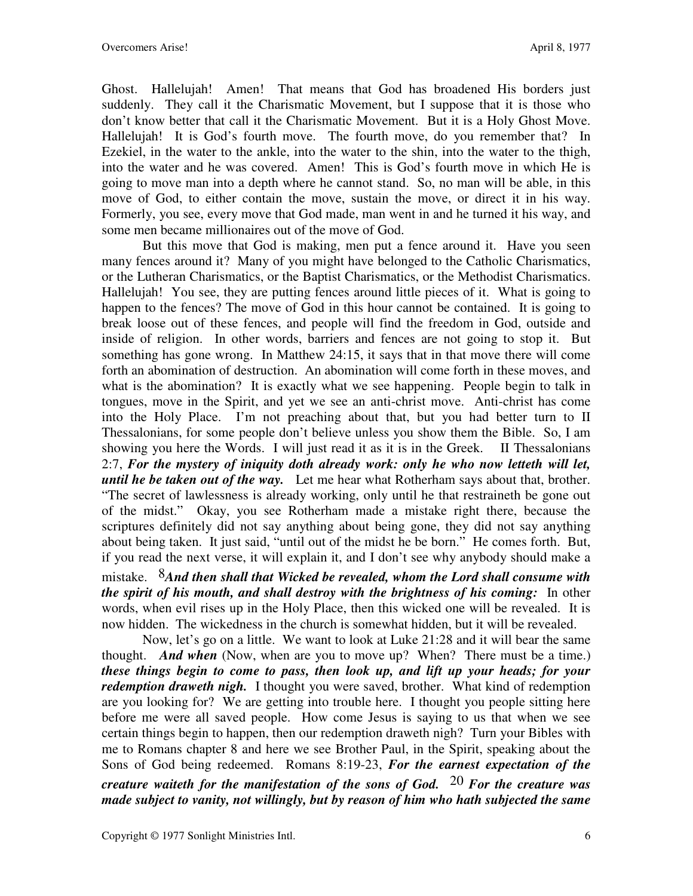Ghost. Hallelujah! Amen! That means that God has broadened His borders just suddenly. They call it the Charismatic Movement, but I suppose that it is those who don't know better that call it the Charismatic Movement. But it is a Holy Ghost Move. Hallelujah! It is God's fourth move. The fourth move, do you remember that? In Ezekiel, in the water to the ankle, into the water to the shin, into the water to the thigh, into the water and he was covered. Amen! This is God's fourth move in which He is going to move man into a depth where he cannot stand. So, no man will be able, in this move of God, to either contain the move, sustain the move, or direct it in his way. Formerly, you see, every move that God made, man went in and he turned it his way, and some men became millionaires out of the move of God.

But this move that God is making, men put a fence around it. Have you seen many fences around it? Many of you might have belonged to the Catholic Charismatics, or the Lutheran Charismatics, or the Baptist Charismatics, or the Methodist Charismatics. Hallelujah! You see, they are putting fences around little pieces of it. What is going to happen to the fences? The move of God in this hour cannot be contained. It is going to break loose out of these fences, and people will find the freedom in God, outside and inside of religion. In other words, barriers and fences are not going to stop it. But something has gone wrong. In Matthew 24:15, it says that in that move there will come forth an abomination of destruction. An abomination will come forth in these moves, and what is the abomination? It is exactly what we see happening. People begin to talk in tongues, move in the Spirit, and yet we see an anti-christ move. Anti-christ has come into the Holy Place. I'm not preaching about that, but you had better turn to II Thessalonians, for some people don't believe unless you show them the Bible. So, I am showing you here the Words. I will just read it as it is in the Greek. II Thessalonians 2:7, ***For the mystery of iniquity doth already work: only he who now letteth will let, until he be taken out of the way.*** Let me hear what Rotherham says about that, brother. "The secret of lawlessness is already working, only until he that restraineth be gone out of the midst." Okay, you see Rotherham made a mistake right there, because the scriptures definitely did not say anything about being gone, they did not say anything about being taken. It just said, "until out of the midst he be born." He comes forth. But, if you read the next verse, it will explain it, and I don't see why anybody should make a mistake. 8***And then shall that Wicked be revealed, whom the Lord shall consume with the spirit of his mouth, and shall destroy with the brightness of his coming:*** In other words, when evil rises up in the Holy Place, then this wicked one will be revealed. It is now hidden. The wickedness in the church is somewhat hidden, but it will be revealed.

Now, let's go on a little. We want to look at Luke 21:28 and it will bear the same thought. ***And when*** (Now, when are you to move up? When? There must be a time.) ***these things begin to come to pass, then look up, and lift up your heads; for your redemption draweth nigh.*** I thought you were saved, brother. What kind of redemption are you looking for? We are getting into trouble here. I thought you people sitting here before me were all saved people. How come Jesus is saying to us that when we see certain things begin to happen, then our redemption draweth nigh? Turn your Bibles with me to Romans chapter 8 and here we see Brother Paul, in the Spirit, speaking about the Sons of God being redeemed. Romans 8:19-23, ***For the earnest expectation of the creature waiteth for the manifestation of the sons of God.*** 20 ***For the creature was made subject to vanity, not willingly, but by reason of him who hath subjected the same***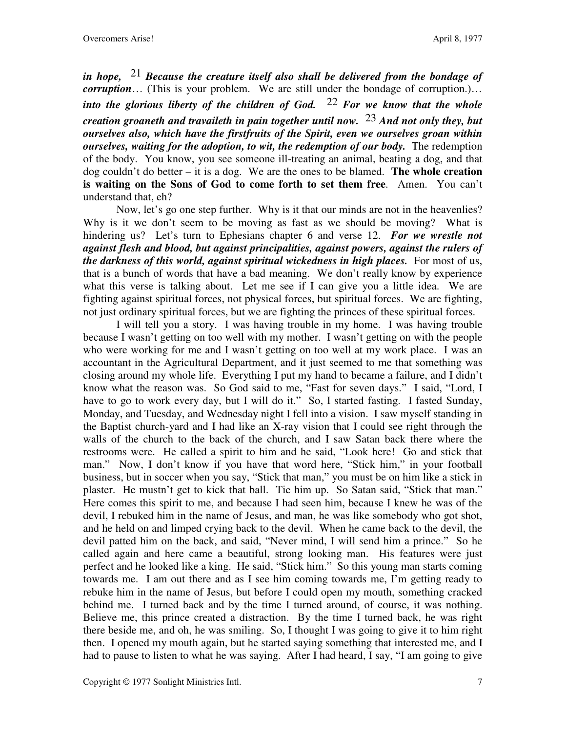***in hope,*** 21 ***Because the creature itself also shall be delivered from the bondage of corruption***… (This is your problem. We are still under the bondage of corruption.)… ***into the glorious liberty of the children of God.*** 22 ***For we know that the whole creation groaneth and travaileth in pain together until now.*** 23 ***And not only they, but ourselves also, which have the firstfruits of the Spirit, even we ourselves groan within ourselves, waiting for the adoption, to wit, the redemption of our body.*** The redemption of the body. You know, you see someone ill-treating an animal, beating a dog, and that dog couldn't do better – it is a dog. We are the ones to be blamed. **The whole creation is waiting on the Sons of God to come forth to set them free**. Amen. You can't understand that, eh?

Now, let's go one step further. Why is it that our minds are not in the heavenlies? Why is it we don't seem to be moving as fast as we should be moving? What is hindering us? Let's turn to Ephesians chapter 6 and verse 12. ***For we wrestle not against flesh and blood, but against principalities, against powers, against the rulers of the darkness of this world, against spiritual wickedness in high places.*** For most of us, that is a bunch of words that have a bad meaning. We don't really know by experience what this verse is talking about. Let me see if I can give you a little idea. We are fighting against spiritual forces, not physical forces, but spiritual forces. We are fighting, not just ordinary spiritual forces, but we are fighting the princes of these spiritual forces.

I will tell you a story. I was having trouble in my home. I was having trouble because I wasn't getting on too well with my mother. I wasn't getting on with the people who were working for me and I wasn't getting on too well at my work place. I was an accountant in the Agricultural Department, and it just seemed to me that something was closing around my whole life. Everything I put my hand to became a failure, and I didn't know what the reason was. So God said to me, "Fast for seven days." I said, "Lord, I have to go to work every day, but I will do it." So, I started fasting. I fasted Sunday, Monday, and Tuesday, and Wednesday night I fell into a vision. I saw myself standing in the Baptist church-yard and I had like an X-ray vision that I could see right through the walls of the church to the back of the church, and I saw Satan back there where the restrooms were. He called a spirit to him and he said, "Look here! Go and stick that man." Now, I don't know if you have that word here, "Stick him," in your football business, but in soccer when you say, "Stick that man," you must be on him like a stick in plaster. He mustn't get to kick that ball. Tie him up. So Satan said, "Stick that man." Here comes this spirit to me, and because I had seen him, because I knew he was of the devil, I rebuked him in the name of Jesus, and man, he was like somebody who got shot, and he held on and limped crying back to the devil. When he came back to the devil, the devil patted him on the back, and said, "Never mind, I will send him a prince." So he called again and here came a beautiful, strong looking man. His features were just perfect and he looked like a king. He said, "Stick him." So this young man starts coming towards me. I am out there and as I see him coming towards me, I'm getting ready to rebuke him in the name of Jesus, but before I could open my mouth, something cracked behind me. I turned back and by the time I turned around, of course, it was nothing. Believe me, this prince created a distraction. By the time I turned back, he was right there beside me, and oh, he was smiling. So, I thought I was going to give it to him right then. I opened my mouth again, but he started saying something that interested me, and I had to pause to listen to what he was saying. After I had heard, I say, "I am going to give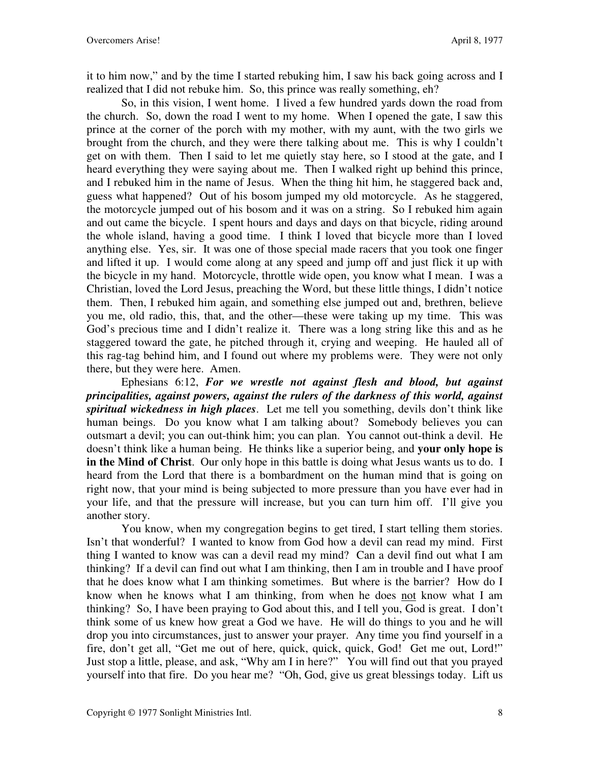it to him now," and by the time I started rebuking him, I saw his back going across and I realized that I did not rebuke him. So, this prince was really something, eh?

So, in this vision, I went home. I lived a few hundred yards down the road from the church. So, down the road I went to my home. When I opened the gate, I saw this prince at the corner of the porch with my mother, with my aunt, with the two girls we brought from the church, and they were there talking about me. This is why I couldn't get on with them. Then I said to let me quietly stay here, so I stood at the gate, and I heard everything they were saying about me. Then I walked right up behind this prince, and I rebuked him in the name of Jesus. When the thing hit him, he staggered back and, guess what happened? Out of his bosom jumped my old motorcycle. As he staggered, the motorcycle jumped out of his bosom and it was on a string. So I rebuked him again and out came the bicycle. I spent hours and days and days on that bicycle, riding around the whole island, having a good time. I think I loved that bicycle more than I loved anything else. Yes, sir. It was one of those special made racers that you took one finger and lifted it up. I would come along at any speed and jump off and just flick it up with the bicycle in my hand. Motorcycle, throttle wide open, you know what I mean. I was a Christian, loved the Lord Jesus, preaching the Word, but these little things, I didn't notice them. Then, I rebuked him again, and something else jumped out and, brethren, believe you me, old radio, this, that, and the other—these were taking up my time. This was God's precious time and I didn't realize it. There was a long string like this and as he staggered toward the gate, he pitched through it, crying and weeping. He hauled all of this rag-tag behind him, and I found out where my problems were. They were not only there, but they were here. Amen.

Ephesians 6:12, ***For we wrestle not against flesh and blood, but against principalities, against powers, against the rulers of the darkness of this world, against spiritual wickedness in high places***. Let me tell you something, devils don't think like human beings. Do you know what I am talking about? Somebody believes you can outsmart a devil; you can out-think him; you can plan. You cannot out-think a devil. He doesn't think like a human being. He thinks like a superior being, and **your only hope is in the Mind of Christ**. Our only hope in this battle is doing what Jesus wants us to do. I heard from the Lord that there is a bombardment on the human mind that is going on right now, that your mind is being subjected to more pressure than you have ever had in your life, and that the pressure will increase, but you can turn him off. I'll give you another story.

You know, when my congregation begins to get tired, I start telling them stories. Isn't that wonderful? I wanted to know from God how a devil can read my mind. First thing I wanted to know was can a devil read my mind? Can a devil find out what I am thinking? If a devil can find out what I am thinking, then I am in trouble and I have proof that he does know what I am thinking sometimes. But where is the barrier? How do I know when he knows what I am thinking, from when he does <u>not</u> know what I am thinking? So, I have been praying to God about this, and I tell you, God is great. I don't think some of us knew how great a God we have. He will do things to you and he will drop you into circumstances, just to answer your prayer. Any time you find yourself in a fire, don't get all, "Get me out of here, quick, quick, quick, God! Get me out, Lord!" Just stop a little, please, and ask, "Why am I in here?" You will find out that you prayed yourself into that fire. Do you hear me? "Oh, God, give us great blessings today. Lift us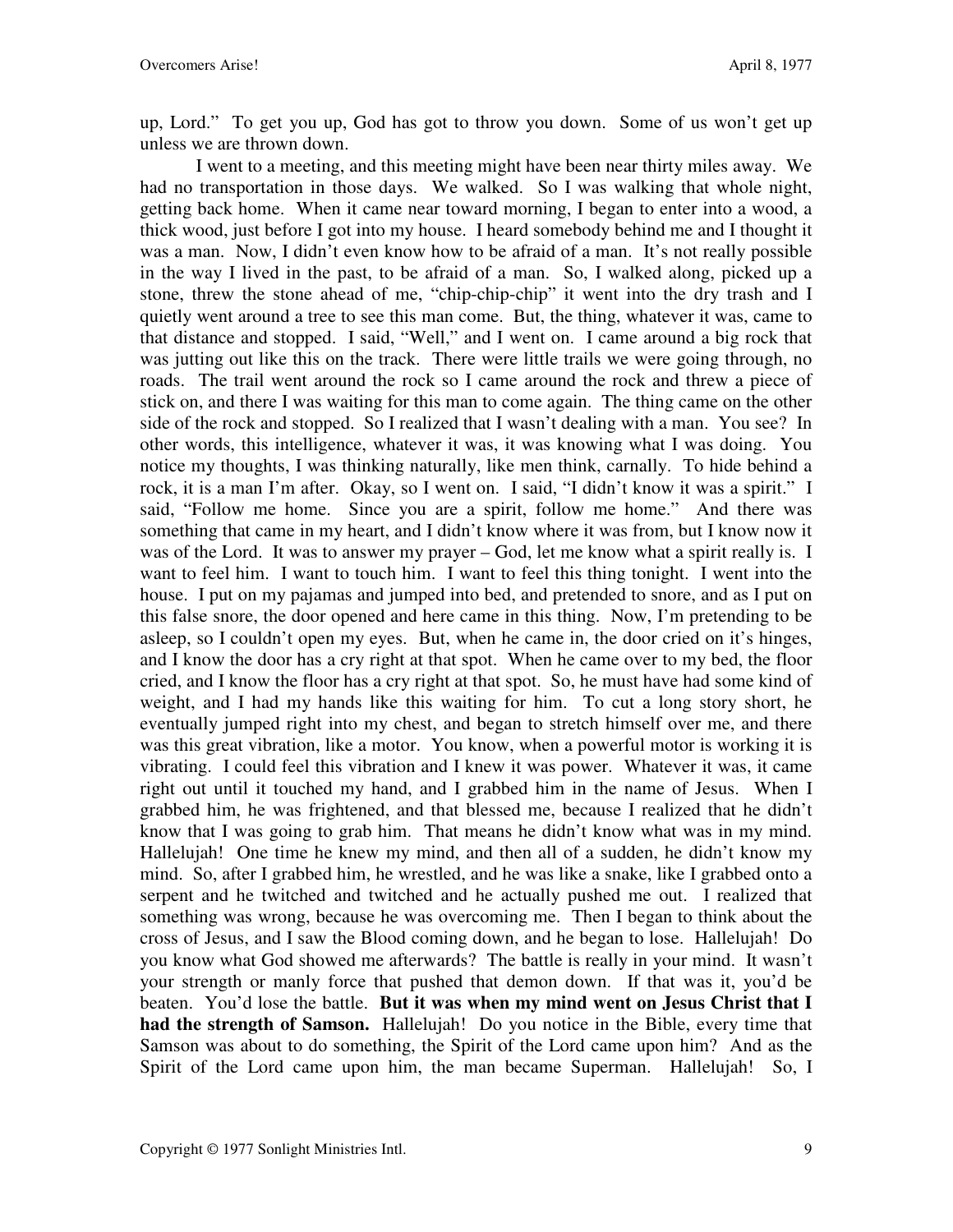up, Lord." To get you up, God has got to throw you down. Some of us won't get up unless we are thrown down.

I went to a meeting, and this meeting might have been near thirty miles away. We had no transportation in those days. We walked. So I was walking that whole night, getting back home. When it came near toward morning, I began to enter into a wood, a thick wood, just before I got into my house. I heard somebody behind me and I thought it was a man. Now, I didn't even know how to be afraid of a man. It's not really possible in the way I lived in the past, to be afraid of a man. So, I walked along, picked up a stone, threw the stone ahead of me, "chip-chip-chip" it went into the dry trash and I quietly went around a tree to see this man come. But, the thing, whatever it was, came to that distance and stopped. I said, "Well," and I went on. I came around a big rock that was jutting out like this on the track. There were little trails we were going through, no roads. The trail went around the rock so I came around the rock and threw a piece of stick on, and there I was waiting for this man to come again. The thing came on the other side of the rock and stopped. So I realized that I wasn't dealing with a man. You see? In other words, this intelligence, whatever it was, it was knowing what I was doing. You notice my thoughts, I was thinking naturally, like men think, carnally. To hide behind a rock, it is a man I'm after. Okay, so I went on. I said, "I didn't know it was a spirit." I said, "Follow me home. Since you are a spirit, follow me home." And there was something that came in my heart, and I didn't know where it was from, but I know now it was of the Lord. It was to answer my prayer – God, let me know what a spirit really is. I want to feel him. I want to touch him. I want to feel this thing tonight. I went into the house. I put on my pajamas and jumped into bed, and pretended to snore, and as I put on this false snore, the door opened and here came in this thing. Now, I'm pretending to be asleep, so I couldn't open my eyes. But, when he came in, the door cried on it's hinges, and I know the door has a cry right at that spot. When he came over to my bed, the floor cried, and I know the floor has a cry right at that spot. So, he must have had some kind of weight, and I had my hands like this waiting for him. To cut a long story short, he eventually jumped right into my chest, and began to stretch himself over me, and there was this great vibration, like a motor. You know, when a powerful motor is working it is vibrating. I could feel this vibration and I knew it was power. Whatever it was, it came right out until it touched my hand, and I grabbed him in the name of Jesus. When I grabbed him, he was frightened, and that blessed me, because I realized that he didn't know that I was going to grab him. That means he didn't know what was in my mind. Hallelujah! One time he knew my mind, and then all of a sudden, he didn't know my mind. So, after I grabbed him, he wrestled, and he was like a snake, like I grabbed onto a serpent and he twitched and twitched and he actually pushed me out. I realized that something was wrong, because he was overcoming me. Then I began to think about the cross of Jesus, and I saw the Blood coming down, and he began to lose. Hallelujah! Do you know what God showed me afterwards? The battle is really in your mind. It wasn't your strength or manly force that pushed that demon down. If that was it, you'd be beaten. You'd lose the battle. **But it was when my mind went on Jesus Christ that I had the strength of Samson.** Hallelujah! Do you notice in the Bible, every time that Samson was about to do something, the Spirit of the Lord came upon him? And as the Spirit of the Lord came upon him, the man became Superman. Hallelujah! So, I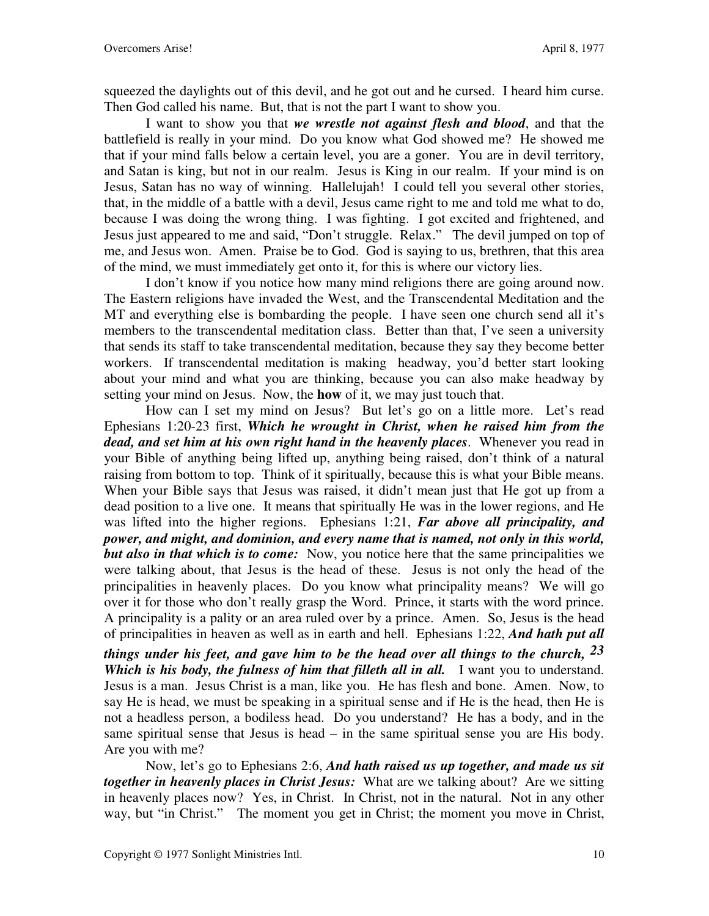squeezed the daylights out of this devil, and he got out and he cursed. I heard him curse. Then God called his name. But, that is not the part I want to show you.

I want to show you that ***we wrestle not against flesh and blood***, and that the battlefield is really in your mind. Do you know what God showed me? He showed me that if your mind falls below a certain level, you are a goner. You are in devil territory, and Satan is king, but not in our realm. Jesus is King in our realm. If your mind is on Jesus, Satan has no way of winning. Hallelujah! I could tell you several other stories, that, in the middle of a battle with a devil, Jesus came right to me and told me what to do, because I was doing the wrong thing. I was fighting. I got excited and frightened, and Jesus just appeared to me and said, "Don't struggle. Relax." The devil jumped on top of me, and Jesus won. Amen. Praise be to God. God is saying to us, brethren, that this area of the mind, we must immediately get onto it, for this is where our victory lies.

I don't know if you notice how many mind religions there are going around now. The Eastern religions have invaded the West, and the Transcendental Meditation and the MT and everything else is bombarding the people. I have seen one church send all it's members to the transcendental meditation class. Better than that, I've seen a university that sends its staff to take transcendental meditation, because they say they become better workers. If transcendental meditation is making headway, you'd better start looking about your mind and what you are thinking, because you can also make headway by setting your mind on Jesus. Now, the **how** of it, we may just touch that.

How can I set my mind on Jesus? But let's go on a little more. Let's read Ephesians 1:20-23 first, ***Which he wrought in Christ, when he raised him from the dead, and set him at his own right hand in the heavenly places***. Whenever you read in your Bible of anything being lifted up, anything being raised, don't think of a natural raising from bottom to top. Think of it spiritually, because this is what your Bible means. When your Bible says that Jesus was raised, it didn't mean just that He got up from a dead position to a live one. It means that spiritually He was in the lower regions, and He was lifted into the higher regions. Ephesians 1:21, ***Far above all principality, and power, and might, and dominion, and every name that is named, not only in this world, but also in that which is to come:*** Now, you notice here that the same principalities we were talking about, that Jesus is the head of these. Jesus is not only the head of the principalities in heavenly places. Do you know what principality means? We will go over it for those who don't really grasp the Word. Prince, it starts with the word prince. A principality is a pality or an area ruled over by a prince. Amen. So, Jesus is the head of principalities in heaven as well as in earth and hell. Ephesians 1:22, ***And hath put all things under his feet, and gave him to be the head over all things to the church, 23 Which is his body, the fulness of him that filleth all in all.*** I want you to understand. Jesus is a man. Jesus Christ is a man, like you. He has flesh and bone. Amen. Now, to say He is head, we must be speaking in a spiritual sense and if He is the head, then He is not a headless person, a bodiless head. Do you understand? He has a body, and in the same spiritual sense that Jesus is head – in the same spiritual sense you are His body. Are you with me?

Now, let's go to Ephesians 2:6, ***And hath raised us up together, and made us sit together in heavenly places in Christ Jesus:*** What are we talking about? Are we sitting in heavenly places now? Yes, in Christ. In Christ, not in the natural. Not in any other way, but "in Christ." The moment you get in Christ; the moment you move in Christ,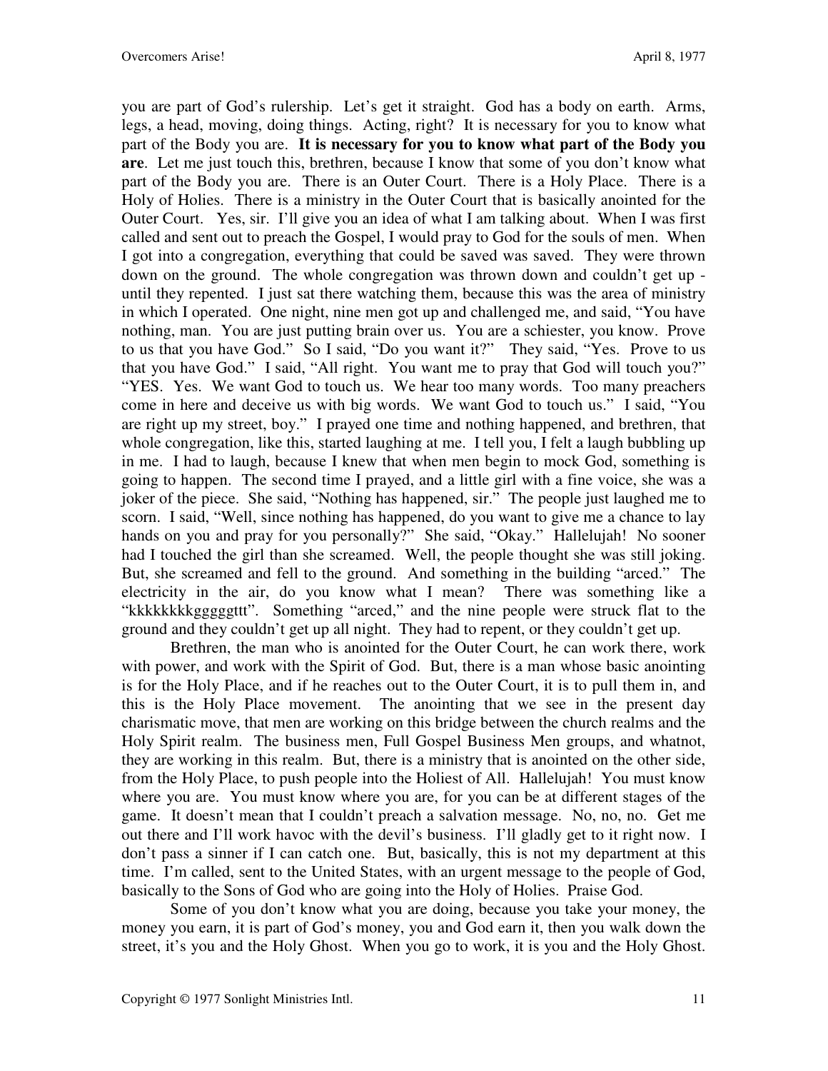you are part of God's rulership. Let's get it straight. God has a body on earth. Arms, legs, a head, moving, doing things. Acting, right? It is necessary for you to know what part of the Body you are. **It is necessary for you to know what part of the Body you are**. Let me just touch this, brethren, because I know that some of you don't know what part of the Body you are. There is an Outer Court. There is a Holy Place. There is a Holy of Holies. There is a ministry in the Outer Court that is basically anointed for the Outer Court. Yes, sir. I'll give you an idea of what I am talking about. When I was first called and sent out to preach the Gospel, I would pray to God for the souls of men. When I got into a congregation, everything that could be saved was saved. They were thrown down on the ground. The whole congregation was thrown down and couldn't get up - until they repented. I just sat there watching them, because this was the area of ministry in which I operated. One night, nine men got up and challenged me, and said, "You have nothing, man. You are just putting brain over us. You are a schiester, you know. Prove to us that you have God." So I said, "Do you want it?" They said, "Yes. Prove to us that you have God." I said, "All right. You want me to pray that God will touch you?" "YES. Yes. We want God to touch us. We hear too many words. Too many preachers come in here and deceive us with big words. We want God to touch us." I said, "You are right up my street, boy." I prayed one time and nothing happened, and brethren, that whole congregation, like this, started laughing at me. I tell you, I felt a laugh bubbling up in me. I had to laugh, because I knew that when men begin to mock God, something is going to happen. The second time I prayed, and a little girl with a fine voice, she was a joker of the piece. She said, "Nothing has happened, sir." The people just laughed me to scorn. I said, "Well, since nothing has happened, do you want to give me a chance to lay hands on you and pray for you personally?" She said, "Okay." Hallelujah! No sooner had I touched the girl than she screamed. Well, the people thought she was still joking. But, she screamed and fell to the ground. And something in the building "arced." The electricity in the air, do you know what I mean? There was something like a "kkkkkkkkgggggttt". Something "arced," and the nine people were struck flat to the ground and they couldn't get up all night. They had to repent, or they couldn't get up.

Brethren, the man who is anointed for the Outer Court, he can work there, work with power, and work with the Spirit of God. But, there is a man whose basic anointing is for the Holy Place, and if he reaches out to the Outer Court, it is to pull them in, and this is the Holy Place movement. The anointing that we see in the present day charismatic move, that men are working on this bridge between the church realms and the Holy Spirit realm. The business men, Full Gospel Business Men groups, and whatnot, they are working in this realm. But, there is a ministry that is anointed on the other side, from the Holy Place, to push people into the Holiest of All. Hallelujah! You must know where you are. You must know where you are, for you can be at different stages of the game. It doesn't mean that I couldn't preach a salvation message. No, no, no. Get me out there and I'll work havoc with the devil's business. I'll gladly get to it right now. I don't pass a sinner if I can catch one. But, basically, this is not my department at this time. I'm called, sent to the United States, with an urgent message to the people of God, basically to the Sons of God who are going into the Holy of Holies. Praise God.

Some of you don't know what you are doing, because you take your money, the money you earn, it is part of God's money, you and God earn it, then you walk down the street, it's you and the Holy Ghost. When you go to work, it is you and the Holy Ghost.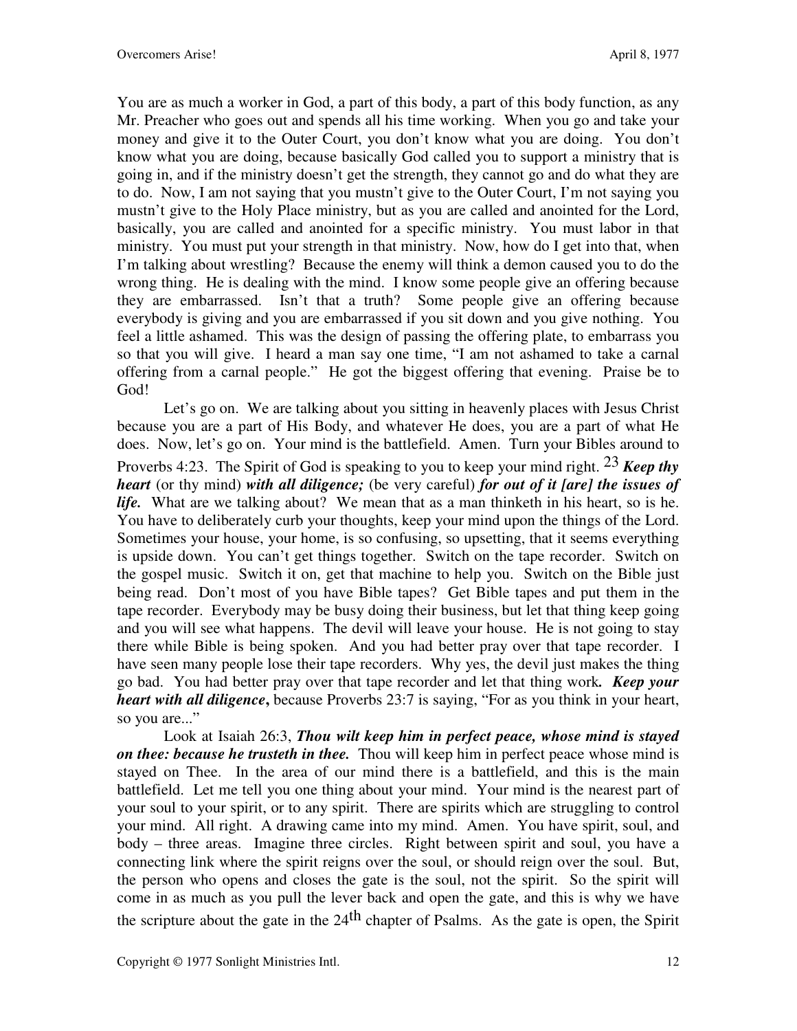You are as much a worker in God, a part of this body, a part of this body function, as any Mr. Preacher who goes out and spends all his time working. When you go and take your money and give it to the Outer Court, you don't know what you are doing. You don't know what you are doing, because basically God called you to support a ministry that is going in, and if the ministry doesn't get the strength, they cannot go and do what they are to do. Now, I am not saying that you mustn't give to the Outer Court, I'm not saying you mustn't give to the Holy Place ministry, but as you are called and anointed for the Lord, basically, you are called and anointed for a specific ministry. You must labor in that ministry. You must put your strength in that ministry. Now, how do I get into that, when I'm talking about wrestling? Because the enemy will think a demon caused you to do the wrong thing. He is dealing with the mind. I know some people give an offering because they are embarrassed. Isn't that a truth? Some people give an offering because everybody is giving and you are embarrassed if you sit down and you give nothing. You feel a little ashamed. This was the design of passing the offering plate, to embarrass you so that you will give. I heard a man say one time, "I am not ashamed to take a carnal offering from a carnal people." He got the biggest offering that evening. Praise be to God!

Let's go on. We are talking about you sitting in heavenly places with Jesus Christ because you are a part of His Body, and whatever He does, you are a part of what He does. Now, let's go on. Your mind is the battlefield. Amen. Turn your Bibles around to Proverbs 4:23. The Spirit of God is speaking to you to keep your mind right. 23 ***Keep thy heart*** (or thy mind) ***with all diligence;*** (be very careful) ***for out of it [are] the issues of life.*** What are we talking about? We mean that as a man thinketh in his heart, so is he. You have to deliberately curb your thoughts, keep your mind upon the things of the Lord. Sometimes your house, your home, is so confusing, so upsetting, that it seems everything is upside down. You can't get things together. Switch on the tape recorder. Switch on the gospel music. Switch it on, get that machine to help you. Switch on the Bible just being read. Don't most of you have Bible tapes? Get Bible tapes and put them in the tape recorder. Everybody may be busy doing their business, but let that thing keep going and you will see what happens. The devil will leave your house. He is not going to stay there while Bible is being spoken. And you had better pray over that tape recorder. I have seen many people lose their tape recorders. Why yes, the devil just makes the thing go bad. You had better pray over that tape recorder and let that thing work***. Keep your heart with all diligence*****,** because Proverbs 23:7 is saying, "For as you think in your heart, so you are..."

Look at Isaiah 26:3, ***Thou wilt keep him in perfect peace, whose mind is stayed on thee: because he trusteth in thee.*** Thou will keep him in perfect peace whose mind is stayed on Thee. In the area of our mind there is a battlefield, and this is the main battlefield. Let me tell you one thing about your mind. Your mind is the nearest part of your soul to your spirit, or to any spirit. There are spirits which are struggling to control your mind. All right. A drawing came into my mind. Amen. You have spirit, soul, and body – three areas. Imagine three circles. Right between spirit and soul, you have a connecting link where the spirit reigns over the soul, or should reign over the soul. But, the person who opens and closes the gate is the soul, not the spirit. So the spirit will come in as much as you pull the lever back and open the gate, and this is why we have the scripture about the gate in the 24th chapter of Psalms. As the gate is open, the Spirit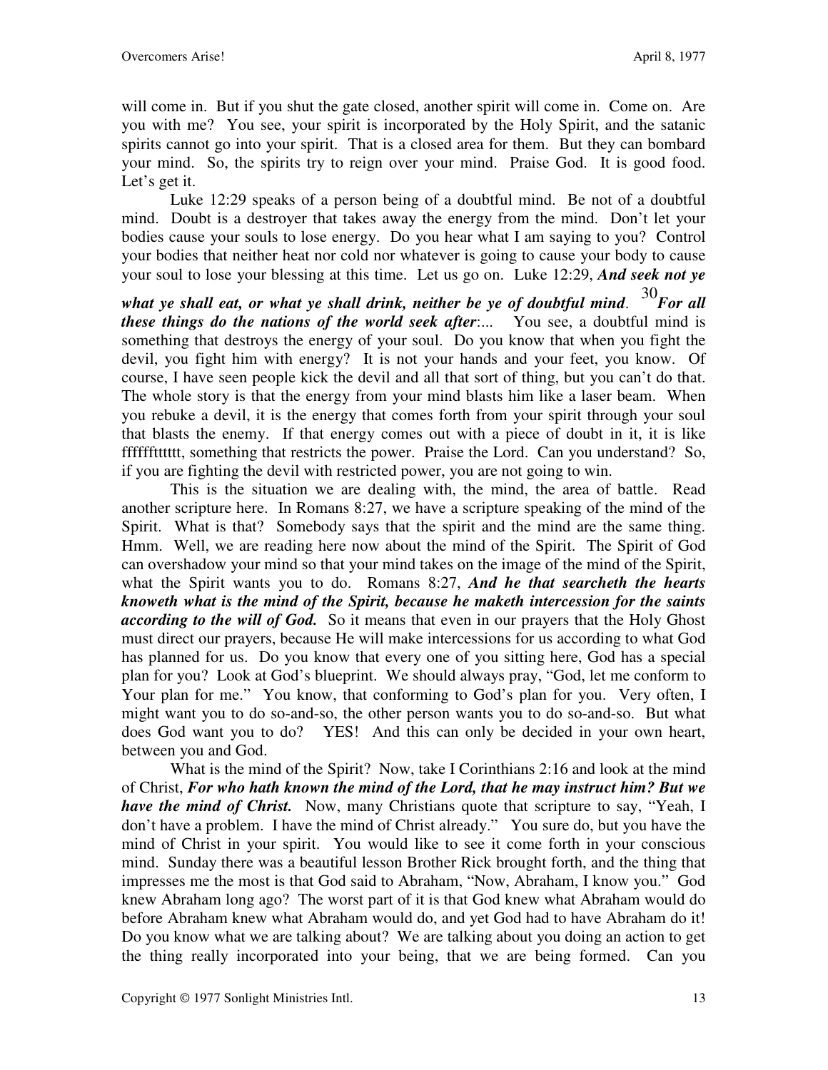will come in. But if you shut the gate closed, another spirit will come in. Come on. Are you with me? You see, your spirit is incorporated by the Holy Spirit, and the satanic spirits cannot go into your spirit. That is a closed area for them. But they can bombard your mind. So, the spirits try to reign over your mind. Praise God. It is good food. Let's get it.

Luke 12:29 speaks of a person being of a doubtful mind. Be not of a doubtful mind. Doubt is a destroyer that takes away the energy from the mind. Don't let your bodies cause your souls to lose energy. Do you hear what I am saying to you? Control your bodies that neither heat nor cold nor whatever is going to cause your body to cause your soul to lose your blessing at this time. Let us go on. Luke 12:29, ***And seek not ye what ye shall eat, or what ye shall drink, neither be ye of doubtful mind.*** [30] ***For all these things do the nations of the world seek after***:... You see, a doubtful mind is something that destroys the energy of your soul. Do you know that when you fight the devil, you fight him with energy? It is not your hands and your feet, you know. Of course, I have seen people kick the devil and all that sort of thing, but you can't do that. The whole story is that the energy from your mind blasts him like a laser beam. When you rebuke a devil, it is the energy that comes forth from your spirit through your soul that blasts the enemy. If that energy comes out with a piece of doubt in it, it is like ffffffttttt, something that restricts the power. Praise the Lord. Can you understand? So, if you are fighting the devil with restricted power, you are not going to win.

This is the situation we are dealing with, the mind, the area of battle. Read another scripture here. In Romans 8:27, we have a scripture speaking of the mind of the Spirit. What is that? Somebody says that the spirit and the mind are the same thing. Hmm. Well, we are reading here now about the mind of the Spirit. The Spirit of God can overshadow your mind so that your mind takes on the image of the mind of the Spirit, what the Spirit wants you to do. Romans 8:27, ***And he that searcheth the hearts knoweth what is the mind of the Spirit, because he maketh intercession for the saints according to the will of God.*** So it means that even in our prayers that the Holy Ghost must direct our prayers, because He will make intercessions for us according to what God has planned for us. Do you know that every one of you sitting here, God has a special plan for you? Look at God's blueprint. We should always pray, "God, let me conform to Your plan for me." You know, that conforming to God's plan for you. Very often, I might want you to do so-and-so, the other person wants you to do so-and-so. But what does God want you to do? YES! And this can only be decided in your own heart, between you and God.

What is the mind of the Spirit? Now, take I Corinthians 2:16 and look at the mind of Christ, ***For who hath known the mind of the Lord, that he may instruct him? But we have the mind of Christ.*** Now, many Christians quote that scripture to say, "Yeah, I don't have a problem. I have the mind of Christ already." You sure do, but you have the mind of Christ in your spirit. You would like to see it come forth in your conscious mind. Sunday there was a beautiful lesson Brother Rick brought forth, and the thing that impresses me the most is that God said to Abraham, "Now, Abraham, I know you." God knew Abraham long ago? The worst part of it is that God knew what Abraham would do before Abraham knew what Abraham would do, and yet God had to have Abraham do it! Do you know what we are talking about? We are talking about you doing an action to get the thing really incorporated into your being, that we are being formed. Can you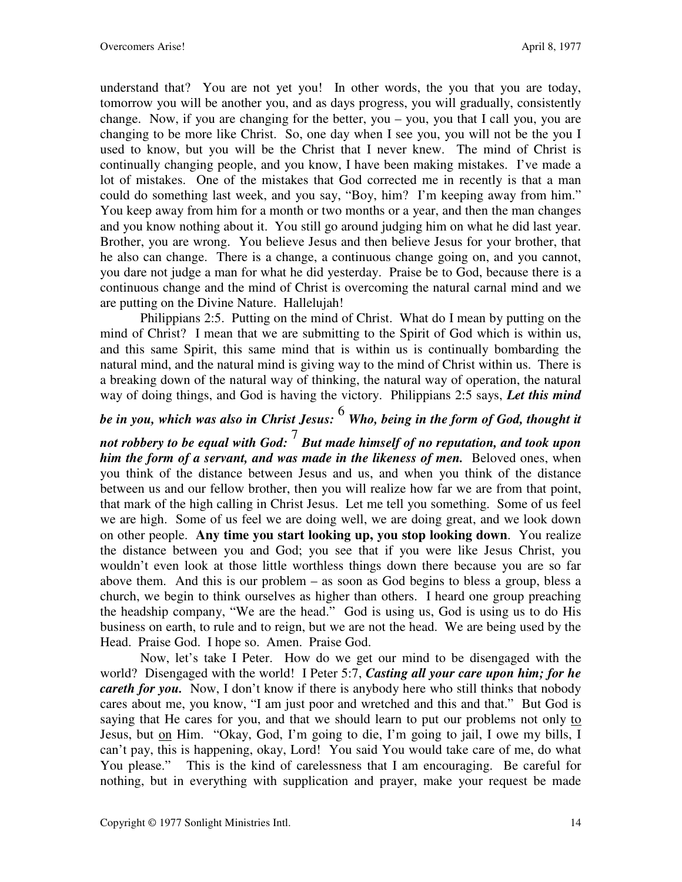understand that? You are not yet you! In other words, the you that you are today, tomorrow you will be another you, and as days progress, you will gradually, consistently change. Now, if you are changing for the better, you – you, you that I call you, you are changing to be more like Christ. So, one day when I see you, you will not be the you I used to know, but you will be the Christ that I never knew. The mind of Christ is continually changing people, and you know, I have been making mistakes. I've made a lot of mistakes. One of the mistakes that God corrected me in recently is that a man could do something last week, and you say, "Boy, him? I'm keeping away from him." You keep away from him for a month or two months or a year, and then the man changes and you know nothing about it. You still go around judging him on what he did last year. Brother, you are wrong. You believe Jesus and then believe Jesus for your brother, that he also can change. There is a change, a continuous change going on, and you cannot, you dare not judge a man for what he did yesterday. Praise be to God, because there is a continuous change and the mind of Christ is overcoming the natural carnal mind and we are putting on the Divine Nature. Hallelujah!

Philippians 2:5. Putting on the mind of Christ. What do I mean by putting on the mind of Christ? I mean that we are submitting to the Spirit of God which is within us, and this same Spirit, this same mind that is within us is continually bombarding the natural mind, and the natural mind is giving way to the mind of Christ within us. There is a breaking down of the natural way of thinking, the natural way of operation, the natural way of doing things, and God is having the victory. Philippians 2:5 says, ***Let this mind be in you, which was also in Christ Jesus: 6 Who, being in the form of God, thought it not robbery to be equal with God: 7 But made himself of no reputation, and took upon him the form of a servant, and was made in the likeness of men.*** Beloved ones, when you think of the distance between Jesus and us, and when you think of the distance between us and our fellow brother, then you will realize how far we are from that point, that mark of the high calling in Christ Jesus. Let me tell you something. Some of us feel we are high. Some of us feel we are doing well, we are doing great, and we look down on other people. **Any time you start looking up, you stop looking down**. You realize the distance between you and God; you see that if you were like Jesus Christ, you wouldn't even look at those little worthless things down there because you are so far above them. And this is our problem – as soon as God begins to bless a group, bless a church, we begin to think ourselves as higher than others. I heard one group preaching the headship company, "We are the head." God is using us, God is using us to do His business on earth, to rule and to reign, but we are not the head. We are being used by the Head. Praise God. I hope so. Amen. Praise God.

Now, let's take I Peter. How do we get our mind to be disengaged with the world? Disengaged with the world! I Peter 5:7, ***Casting all your care upon him; for he careth for you.*** Now, I don't know if there is anybody here who still thinks that nobody cares about me, you know, "I am just poor and wretched and this and that." But God is saying that He cares for you, and that we should learn to put our problems not only <u>to</u> Jesus, but <u>on</u> Him. "Okay, God, I'm going to die, I'm going to jail, I owe my bills, I can't pay, this is happening, okay, Lord! You said You would take care of me, do what You please." This is the kind of carelessness that I am encouraging. Be careful for nothing, but in everything with supplication and prayer, make your request be made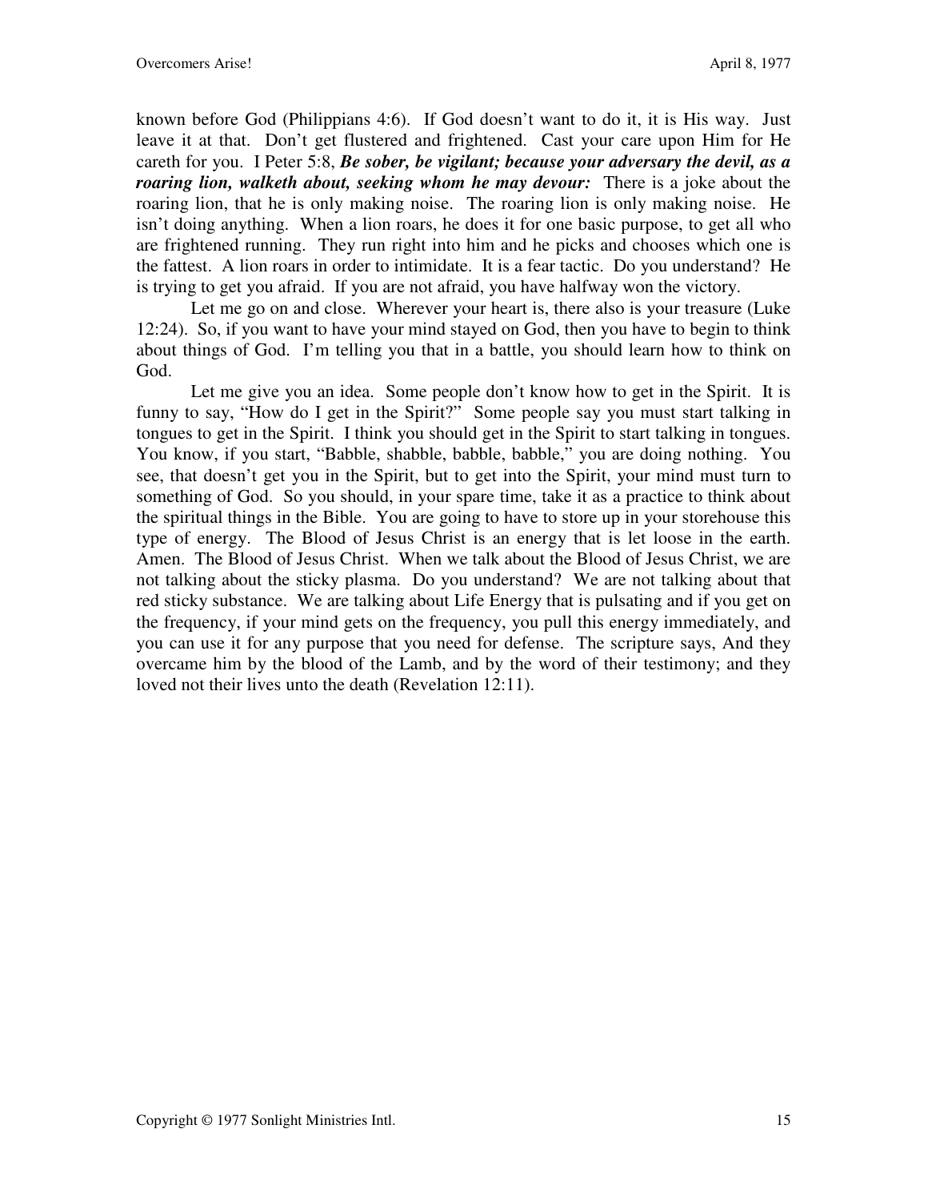known before God (Philippians 4:6). If God doesn't want to do it, it is His way. Just leave it at that. Don't get flustered and frightened. Cast your care upon Him for He careth for you. I Peter 5:8, ***Be sober, be vigilant; because your adversary the devil, as a roaring lion, walketh about, seeking whom he may devour:*** There is a joke about the roaring lion, that he is only making noise. The roaring lion is only making noise. He isn't doing anything. When a lion roars, he does it for one basic purpose, to get all who are frightened running. They run right into him and he picks and chooses which one is the fattest. A lion roars in order to intimidate. It is a fear tactic. Do you understand? He is trying to get you afraid. If you are not afraid, you have halfway won the victory.

Let me go on and close. Wherever your heart is, there also is your treasure (Luke 12:24). So, if you want to have your mind stayed on God, then you have to begin to think about things of God. I'm telling you that in a battle, you should learn how to think on God.

Let me give you an idea. Some people don't know how to get in the Spirit. It is funny to say, "How do I get in the Spirit?" Some people say you must start talking in tongues to get in the Spirit. I think you should get in the Spirit to start talking in tongues. You know, if you start, "Babble, shabble, babble, babble," you are doing nothing. You see, that doesn't get you in the Spirit, but to get into the Spirit, your mind must turn to something of God. So you should, in your spare time, take it as a practice to think about the spiritual things in the Bible. You are going to have to store up in your storehouse this type of energy. The Blood of Jesus Christ is an energy that is let loose in the earth. Amen. The Blood of Jesus Christ. When we talk about the Blood of Jesus Christ, we are not talking about the sticky plasma. Do you understand? We are not talking about that red sticky substance. We are talking about Life Energy that is pulsating and if you get on the frequency, if your mind gets on the frequency, you pull this energy immediately, and you can use it for any purpose that you need for defense. The scripture says, And they overcame him by the blood of the Lamb, and by the word of their testimony; and they loved not their lives unto the death (Revelation 12:11).